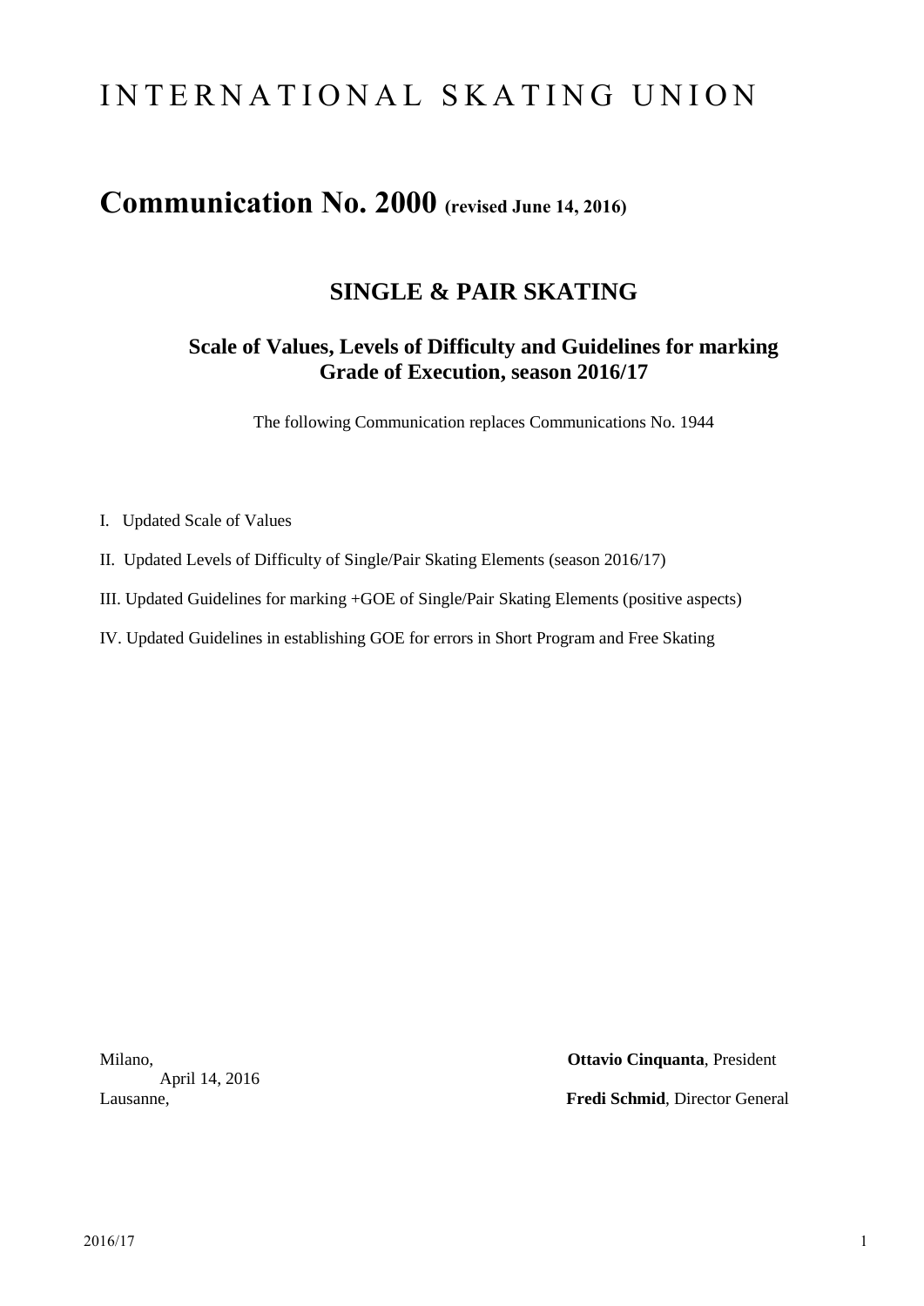# INTERNATIONAL SKATING UNION

# Communication No. 2000 (revised June 14, 2016)

## SINGLE & PAIR SKATING

### Scale of Values, Levels of Difficulty and Guidelines for marking Grade of Execution, season 2016/17

The following Communication replaces Communications No. 1944

I. Updated Scale of Values

II. Updated Levels of Difficulty of Single/Pair Skating Elements (season 2016/17)

III. Updated Guidelines for marking +GOE of Single/Pair Skating Elements (positive aspects)

IV. Updated Guidelines in establishing GOE for errors in Short Program and Free Skating

Milano,
April 14, 2016
Lausanne,

**Ottavio Cinquanta**, President

**Fredi Schmid**, Director General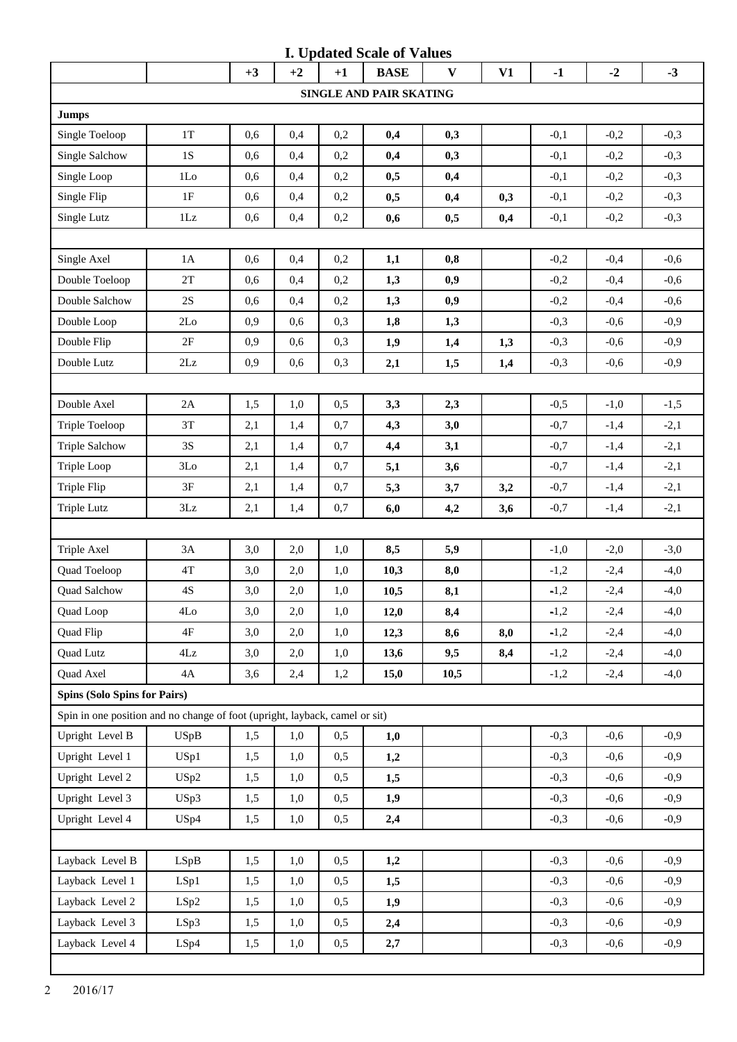# I. Updated Scale of Values

| | | +3 | +2 | +1 | BASE | V | V1 | -1 | -2 | -3 |
|---|---|---|---|---|---|---|---|---|---|---|
| **SINGLE AND PAIR SKATING** | | | | | | | | | | |
| **Jumps** | | | | | | | | | | |
| Single Toeloop | 1T | 0,6 | 0,4 | 0,2 | **0,4** | **0,3** | | -0,1 | -0,2 | -0,3 |
| Single Salchow | 1S | 0,6 | 0,4 | 0,2 | **0,4** | **0,3** | | -0,1 | -0,2 | -0,3 |
| Single Loop | 1Lo | 0,6 | 0,4 | 0,2 | **0,5** | **0,4** | | -0,1 | -0,2 | -0,3 |
| Single Flip | 1F | 0,6 | 0,4 | 0,2 | **0,5** | **0,4** | **0,3** | -0,1 | -0,2 | -0,3 |
| Single Lutz | 1Lz | 0,6 | 0,4 | 0,2 | **0,6** | **0,5** | **0,4** | -0,1 | -0,2 | -0,3 |
| | | | | | | | | | | |
| Single Axel | 1A | 0,6 | 0,4 | 0,2 | **1,1** | **0,8** | | -0,2 | -0,4 | -0,6 |
| Double Toeloop | 2T | 0,6 | 0,4 | 0,2 | **1,3** | **0,9** | | -0,2 | -0,4 | -0,6 |
| Double Salchow | 2S | 0,6 | 0,4 | 0,2 | **1,3** | **0,9** | | -0,2 | -0,4 | -0,6 |
| Double Loop | 2Lo | 0,9 | 0,6 | 0,3 | **1,8** | **1,3** | | -0,3 | -0,6 | -0,9 |
| Double Flip | 2F | 0,9 | 0,6 | 0,3 | **1,9** | **1,4** | **1,3** | -0,3 | -0,6 | -0,9 |
| Double Lutz | 2Lz | 0,9 | 0,6 | 0,3 | **2,1** | **1,5** | **1,4** | -0,3 | -0,6 | -0,9 |
| | | | | | | | | | | |
| Double Axel | 2A | 1,5 | 1,0 | 0,5 | **3,3** | **2,3** | | -0,5 | -1,0 | -1,5 |
| Triple Toeloop | 3T | 2,1 | 1,4 | 0,7 | **4,3** | **3,0** | | -0,7 | -1,4 | -2,1 |
| Triple Salchow | 3S | 2,1 | 1,4 | 0,7 | **4,4** | **3,1** | | -0,7 | -1,4 | -2,1 |
| Triple Loop | 3Lo | 2,1 | 1,4 | 0,7 | **5,1** | **3,6** | | -0,7 | -1,4 | -2,1 |
| Triple Flip | 3F | 2,1 | 1,4 | 0,7 | **5,3** | **3,7** | **3,2** | -0,7 | -1,4 | -2,1 |
| Triple Lutz | 3Lz | 2,1 | 1,4 | 0,7 | **6,0** | **4,2** | **3,6** | -0,7 | -1,4 | -2,1 |
| | | | | | | | | | | |
| Triple Axel | 3A | 3,0 | 2,0 | 1,0 | **8,5** | **5,9** | | -1,0 | -2,0 | -3,0 |
| Quad Toeloop | 4T | 3,0 | 2,0 | 1,0 | **10,3** | **8,0** | | -1,2 | -2,4 | -4,0 |
| Quad Salchow | 4S | 3,0 | 2,0 | 1,0 | **10,5** | **8,1** | | -1,2 | -2,4 | -4,0 |
| Quad Loop | 4Lo | 3,0 | 2,0 | 1,0 | **12,0** | **8,4** | | -1,2 | -2,4 | -4,0 |
| Quad Flip | 4F | 3,0 | 2,0 | 1,0 | **12,3** | **8,6** | **8,0** | -1,2 | -2,4 | -4,0 |
| Quad Lutz | 4Lz | 3,0 | 2,0 | 1,0 | **13,6** | **9,5** | **8,4** | -1,2 | -2,4 | -4,0 |
| Quad Axel | 4A | 3,6 | 2,4 | 1,2 | **15,0** | **10,5** | | -1,2 | -2,4 | -4,0 |
| **Spins (Solo Spins for Pairs)** | | | | | | | | | | |
| Spin in one position and no change of foot (upright, layback, camel or sit) | | | | | | | | | | |
| Upright Level B | USpB | 1,5 | 1,0 | 0,5 | **1,0** | | | -0,3 | -0,6 | -0,9 |
| Upright Level 1 | USp1 | 1,5 | 1,0 | 0,5 | **1,2** | | | -0,3 | -0,6 | -0,9 |
| Upright Level 2 | USp2 | 1,5 | 1,0 | 0,5 | **1,5** | | | -0,3 | -0,6 | -0,9 |
| Upright Level 3 | USp3 | 1,5 | 1,0 | 0,5 | **1,9** | | | -0,3 | -0,6 | -0,9 |
| Upright Level 4 | USp4 | 1,5 | 1,0 | 0,5 | **2,4** | | | -0,3 | -0,6 | -0,9 |
| | | | | | | | | | | |
| Layback Level B | LSpB | 1,5 | 1,0 | 0,5 | **1,2** | | | -0,3 | -0,6 | -0,9 |
| Layback Level 1 | LSp1 | 1,5 | 1,0 | 0,5 | **1,5** | | | -0,3 | -0,6 | -0,9 |
| Layback Level 2 | LSp2 | 1,5 | 1,0 | 0,5 | **1,9** | | | -0,3 | -0,6 | -0,9 |
| Layback Level 3 | LSp3 | 1,5 | 1,0 | 0,5 | **2,4** | | | -0,3 | -0,6 | -0,9 |
| Layback Level 4 | LSp4 | 1,5 | 1,0 | 0,5 | **2,7** | | | -0,3 | -0,6 | -0,9 |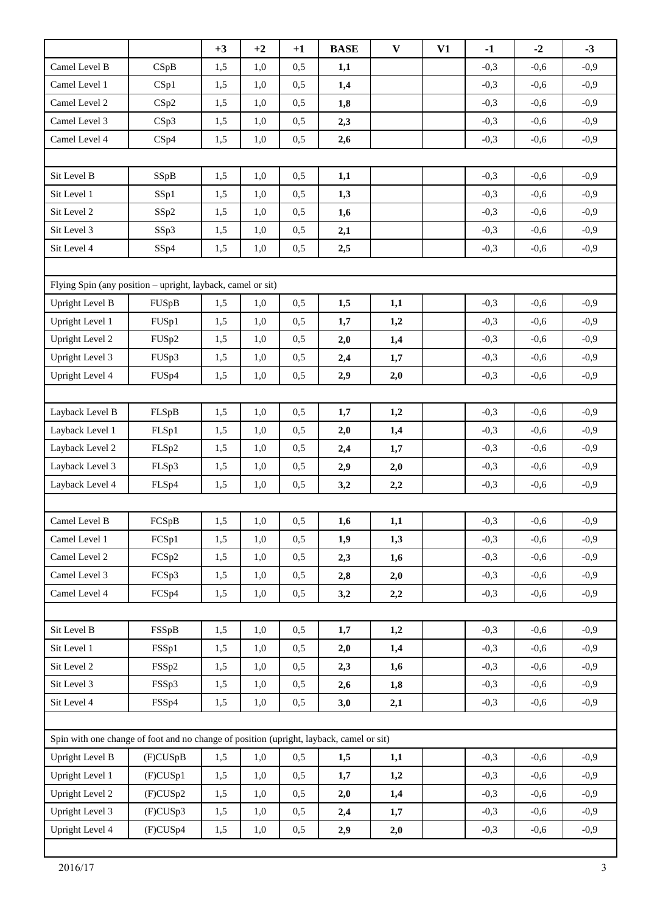| | | +3 | +2 | +1 | BASE | V | V1 | -1 | -2 | -3 |
|---|---|---|---|---|---|---|---|---|---|---|
| Camel Level B | CSpB | 1,5 | 1,0 | 0,5 | **1,1** | | | -0,3 | -0,6 | -0,9 |
| Camel Level 1 | CSp1 | 1,5 | 1,0 | 0,5 | **1,4** | | | -0,3 | -0,6 | -0,9 |
| Camel Level 2 | CSp2 | 1,5 | 1,0 | 0,5 | **1,8** | | | -0,3 | -0,6 | -0,9 |
| Camel Level 3 | CSp3 | 1,5 | 1,0 | 0,5 | **2,3** | | | -0,3 | -0,6 | -0,9 |
| Camel Level 4 | CSp4 | 1,5 | 1,0 | 0,5 | **2,6** | | | -0,3 | -0,6 | -0,9 |
| | | | | | | | | | | |
| Sit Level B | SSpB | 1,5 | 1,0 | 0,5 | **1,1** | | | -0,3 | -0,6 | -0,9 |
| Sit Level 1 | SSp1 | 1,5 | 1,0 | 0,5 | **1,3** | | | -0,3 | -0,6 | -0,9 |
| Sit Level 2 | SSp2 | 1,5 | 1,0 | 0,5 | **1,6** | | | -0,3 | -0,6 | -0,9 |
| Sit Level 3 | SSp3 | 1,5 | 1,0 | 0,5 | **2,1** | | | -0,3 | -0,6 | -0,9 |
| Sit Level 4 | SSp4 | 1,5 | 1,0 | 0,5 | **2,5** | | | -0,3 | -0,6 | -0,9 |
| | | | | | | | | | | |
| Flying Spin (any position – upright, layback, camel or sit) | | | | | | | | | | |
| Upright Level B | FUSpB | 1,5 | 1,0 | 0,5 | **1,5** | **1,1** | | -0,3 | -0,6 | -0,9 |
| Upright Level 1 | FUSp1 | 1,5 | 1,0 | 0,5 | **1,7** | **1,2** | | -0,3 | -0,6 | -0,9 |
| Upright Level 2 | FUSp2 | 1,5 | 1,0 | 0,5 | **2,0** | **1,4** | | -0,3 | -0,6 | -0,9 |
| Upright Level 3 | FUSp3 | 1,5 | 1,0 | 0,5 | **2,4** | **1,7** | | -0,3 | -0,6 | -0,9 |
| Upright Level 4 | FUSp4 | 1,5 | 1,0 | 0,5 | **2,9** | **2,0** | | -0,3 | -0,6 | -0,9 |
| | | | | | | | | | | |
| Layback Level B | FLSpB | 1,5 | 1,0 | 0,5 | **1,7** | **1,2** | | -0,3 | -0,6 | -0,9 |
| Layback Level 1 | FLSp1 | 1,5 | 1,0 | 0,5 | **2,0** | **1,4** | | -0,3 | -0,6 | -0,9 |
| Layback Level 2 | FLSp2 | 1,5 | 1,0 | 0,5 | **2,4** | **1,7** | | -0,3 | -0,6 | -0,9 |
| Layback Level 3 | FLSp3 | 1,5 | 1,0 | 0,5 | **2,9** | **2,0** | | -0,3 | -0,6 | -0,9 |
| Layback Level 4 | FLSp4 | 1,5 | 1,0 | 0,5 | **3,2** | **2,2** | | -0,3 | -0,6 | -0,9 |
| | | | | | | | | | | |
| Camel Level B | FCSpB | 1,5 | 1,0 | 0,5 | **1,6** | **1,1** | | -0,3 | -0,6 | -0,9 |
| Camel Level 1 | FCSp1 | 1,5 | 1,0 | 0,5 | **1,9** | **1,3** | | -0,3 | -0,6 | -0,9 |
| Camel Level 2 | FCSp2 | 1,5 | 1,0 | 0,5 | **2,3** | **1,6** | | -0,3 | -0,6 | -0,9 |
| Camel Level 3 | FCSp3 | 1,5 | 1,0 | 0,5 | **2,8** | **2,0** | | -0,3 | -0,6 | -0,9 |
| Camel Level 4 | FCSp4 | 1,5 | 1,0 | 0,5 | **3,2** | **2,2** | | -0,3 | -0,6 | -0,9 |
| | | | | | | | | | | |
| Sit Level B | FSSpB | 1,5 | 1,0 | 0,5 | **1,7** | **1,2** | | -0,3 | -0,6 | -0,9 |
| Sit Level 1 | FSSp1 | 1,5 | 1,0 | 0,5 | **2,0** | **1,4** | | -0,3 | -0,6 | -0,9 |
| Sit Level 2 | FSSp2 | 1,5 | 1,0 | 0,5 | **2,3** | **1,6** | | -0,3 | -0,6 | -0,9 |
| Sit Level 3 | FSSp3 | 1,5 | 1,0 | 0,5 | **2,6** | **1,8** | | -0,3 | -0,6 | -0,9 |
| Sit Level 4 | FSSp4 | 1,5 | 1,0 | 0,5 | **3,0** | **2,1** | | -0,3 | -0,6 | -0,9 |
| | | | | | | | | | | |
| Spin with one change of foot and no change of position (upright, layback, camel or sit) | | | | | | | | | | |
| Upright Level B | (F)CUSpB | 1,5 | 1,0 | 0,5 | **1,5** | **1,1** | | -0,3 | -0,6 | -0,9 |
| Upright Level 1 | (F)CUSp1 | 1,5 | 1,0 | 0,5 | **1,7** | **1,2** | | -0,3 | -0,6 | -0,9 |
| Upright Level 2 | (F)CUSp2 | 1,5 | 1,0 | 0,5 | **2,0** | **1,4** | | -0,3 | -0,6 | -0,9 |
| Upright Level 3 | (F)CUSp3 | 1,5 | 1,0 | 0,5 | **2,4** | **1,7** | | -0,3 | -0,6 | -0,9 |
| Upright Level 4 | (F)CUSp4 | 1,5 | 1,0 | 0,5 | **2,9** | **2,0** | | -0,3 | -0,6 | -0,9 |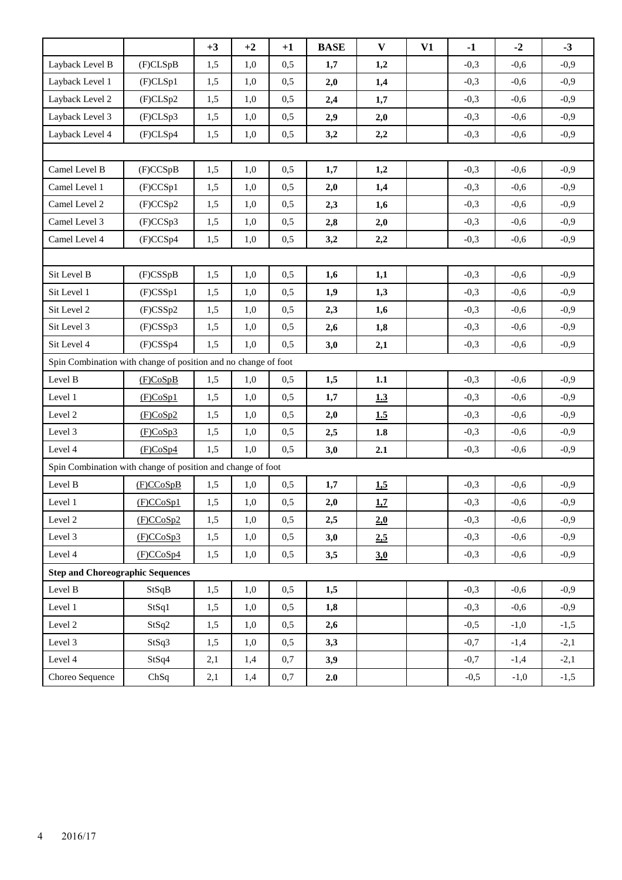| | | +3 | +2 | +1 | BASE | V | V1 | -1 | -2 | -3 |
|---|---|---|---|---|---|---|---|---|---|---|
| Layback Level B | (F)CLSpB | 1,5 | 1,0 | 0,5 | **1,7** | **1,2** | | -0,3 | -0,6 | -0,9 |
| Layback Level 1 | (F)CLSp1 | 1,5 | 1,0 | 0,5 | **2,0** | **1,4** | | -0,3 | -0,6 | -0,9 |
| Layback Level 2 | (F)CLSp2 | 1,5 | 1,0 | 0,5 | **2,4** | **1,7** | | -0,3 | -0,6 | -0,9 |
| Layback Level 3 | (F)CLSp3 | 1,5 | 1,0 | 0,5 | **2,9** | **2,0** | | -0,3 | -0,6 | -0,9 |
| Layback Level 4 | (F)CLSp4 | 1,5 | 1,0 | 0,5 | **3,2** | **2,2** | | -0,3 | -0,6 | -0,9 |
| | | | | | | | | | | |
| Camel Level B | (F)CCSpB | 1,5 | 1,0 | 0,5 | **1,7** | **1,2** | | -0,3 | -0,6 | -0,9 |
| Camel Level 1 | (F)CCSp1 | 1,5 | 1,0 | 0,5 | **2,0** | **1,4** | | -0,3 | -0,6 | -0,9 |
| Camel Level 2 | (F)CCSp2 | 1,5 | 1,0 | 0,5 | **2,3** | **1,6** | | -0,3 | -0,6 | -0,9 |
| Camel Level 3 | (F)CCSp3 | 1,5 | 1,0 | 0,5 | **2,8** | **2,0** | | -0,3 | -0,6 | -0,9 |
| Camel Level 4 | (F)CCSp4 | 1,5 | 1,0 | 0,5 | **3,2** | **2,2** | | -0,3 | -0,6 | -0,9 |
| | | | | | | | | | | |
| Sit Level B | (F)CSSpB | 1,5 | 1,0 | 0,5 | **1,6** | **1,1** | | -0,3 | -0,6 | -0,9 |
| Sit Level 1 | (F)CSSp1 | 1,5 | 1,0 | 0,5 | **1,9** | **1,3** | | -0,3 | -0,6 | -0,9 |
| Sit Level 2 | (F)CSSp2 | 1,5 | 1,0 | 0,5 | **2,3** | **1,6** | | -0,3 | -0,6 | -0,9 |
| Sit Level 3 | (F)CSSp3 | 1,5 | 1,0 | 0,5 | **2,6** | **1,8** | | -0,3 | -0,6 | -0,9 |
| Sit Level 4 | (F)CSSp4 | 1,5 | 1,0 | 0,5 | **3,0** | **2,1** | | -0,3 | -0,6 | -0,9 |
| Spin Combination with change of position and no change of foot | | | | | | | | | | |
| Level B | (F)CoSpB | 1,5 | 1,0 | 0,5 | **1,5** | **1.1** | | -0,3 | -0,6 | -0,9 |
| Level 1 | (F)CoSp1 | 1,5 | 1,0 | 0,5 | **1,7** | **1.3** | | -0,3 | -0,6 | -0,9 |
| Level 2 | (F)CoSp2 | 1,5 | 1,0 | 0,5 | **2,0** | **1.5** | | -0,3 | -0,6 | -0,9 |
| Level 3 | (F)CoSp3 | 1,5 | 1,0 | 0,5 | **2,5** | **1.8** | | -0,3 | -0,6 | -0,9 |
| Level 4 | (F)CoSp4 | 1,5 | 1,0 | 0,5 | **3,0** | **2.1** | | -0,3 | -0,6 | -0,9 |
| Spin Combination with change of position and change of foot | | | | | | | | | | |
| Level B | (F)CCoSpB | 1,5 | 1,0 | 0,5 | **1,7** | **1,5** | | -0,3 | -0,6 | -0,9 |
| Level 1 | (F)CCoSp1 | 1,5 | 1,0 | 0,5 | **2,0** | **1,7** | | -0,3 | -0,6 | -0,9 |
| Level 2 | (F)CCoSp2 | 1,5 | 1,0 | 0,5 | **2,5** | **2,0** | | -0,3 | -0,6 | -0,9 |
| Level 3 | (F)CCoSp3 | 1,5 | 1,0 | 0,5 | **3,0** | **2,5** | | -0,3 | -0,6 | -0,9 |
| Level 4 | (F)CCoSp4 | 1,5 | 1,0 | 0,5 | **3,5** | **3,0** | | -0,3 | -0,6 | -0,9 |
| **Step and Choreographic Sequences** | | | | | | | | | | |
| Level B | StSqB | 1,5 | 1,0 | 0,5 | **1,5** | | | -0,3 | -0,6 | -0,9 |
| Level 1 | StSq1 | 1,5 | 1,0 | 0,5 | **1,8** | | | -0,3 | -0,6 | -0,9 |
| Level 2 | StSq2 | 1,5 | 1,0 | 0,5 | **2,6** | | | -0,5 | -1,0 | -1,5 |
| Level 3 | StSq3 | 1,5 | 1,0 | 0,5 | **3,3** | | | -0,7 | -1,4 | -2,1 |
| Level 4 | StSq4 | 2,1 | 1,4 | 0,7 | **3,9** | | | -0,7 | -1,4 | -2,1 |
| Choreo Sequence | ChSq | 2,1 | 1,4 | 0,7 | **2.0** | | | -0,5 | -1,0 | -1,5 |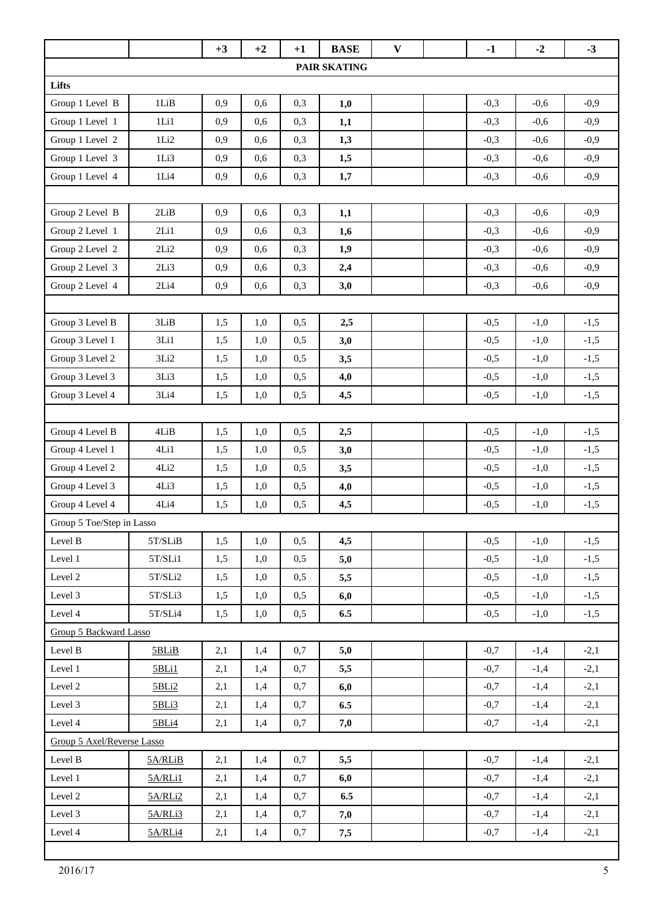| | | +3 | +2 | +1 | BASE | V | | -1 | -2 | -3 |
|---|---|---|---|---|---|---|---|---|---|---|
| **PAIR SKATING** | | | | | | | | | | |
| **Lifts** | | | | | | | | | | |
| Group 1 Level B | 1LiB | 0,9 | 0,6 | 0,3 | **1,0** | | | -0,3 | -0,6 | -0,9 |
| Group 1 Level 1 | 1Li1 | 0,9 | 0,6 | 0,3 | **1,1** | | | -0,3 | -0,6 | -0,9 |
| Group 1 Level 2 | 1Li2 | 0,9 | 0,6 | 0,3 | **1,3** | | | -0,3 | -0,6 | -0,9 |
| Group 1 Level 3 | 1Li3 | 0,9 | 0,6 | 0,3 | **1,5** | | | -0,3 | -0,6 | -0,9 |
| Group 1 Level 4 | 1Li4 | 0,9 | 0,6 | 0,3 | **1,7** | | | -0,3 | -0,6 | -0,9 |
| | | | | | | | | | | |
| Group 2 Level B | 2LiB | 0,9 | 0,6 | 0,3 | **1,1** | | | -0,3 | -0,6 | -0,9 |
| Group 2 Level 1 | 2Li1 | 0,9 | 0,6 | 0,3 | **1,6** | | | -0,3 | -0,6 | -0,9 |
| Group 2 Level 2 | 2Li2 | 0,9 | 0,6 | 0,3 | **1,9** | | | -0,3 | -0,6 | -0,9 |
| Group 2 Level 3 | 2Li3 | 0,9 | 0,6 | 0,3 | **2,4** | | | -0,3 | -0,6 | -0,9 |
| Group 2 Level 4 | 2Li4 | 0,9 | 0,6 | 0,3 | **3,0** | | | -0,3 | -0,6 | -0,9 |
| | | | | | | | | | | |
| Group 3 Level B | 3LiB | 1,5 | 1,0 | 0,5 | **2,5** | | | -0,5 | -1,0 | -1,5 |
| Group 3 Level 1 | 3Li1 | 1,5 | 1,0 | 0,5 | **3,0** | | | -0,5 | -1,0 | -1,5 |
| Group 3 Level 2 | 3Li2 | 1,5 | 1,0 | 0,5 | **3,5** | | | -0,5 | -1,0 | -1,5 |
| Group 3 Level 3 | 3Li3 | 1,5 | 1,0 | 0,5 | **4,0** | | | -0,5 | -1,0 | -1,5 |
| Group 3 Level 4 | 3Li4 | 1,5 | 1,0 | 0,5 | **4,5** | | | -0,5 | -1,0 | -1,5 |
| | | | | | | | | | | |
| Group 4 Level B | 4LiB | 1,5 | 1,0 | 0,5 | **2,5** | | | -0,5 | -1,0 | -1,5 |
| Group 4 Level 1 | 4Li1 | 1,5 | 1,0 | 0,5 | **3,0** | | | -0,5 | -1,0 | -1,5 |
| Group 4 Level 2 | 4Li2 | 1,5 | 1,0 | 0,5 | **3,5** | | | -0,5 | -1,0 | -1,5 |
| Group 4 Level 3 | 4Li3 | 1,5 | 1,0 | 0,5 | **4,0** | | | -0,5 | -1,0 | -1,5 |
| Group 4 Level 4 | 4Li4 | 1,5 | 1,0 | 0,5 | **4,5** | | | -0,5 | -1,0 | -1,5 |
| Group 5 Toe/Step in Lasso | | | | | | | | | | |
| Level B | 5T/SLiB | 1,5 | 1,0 | 0,5 | **4,5** | | | -0,5 | -1,0 | -1,5 |
| Level 1 | 5T/SLi1 | 1,5 | 1,0 | 0,5 | **5,0** | | | -0,5 | -1,0 | -1,5 |
| Level 2 | 5T/SLi2 | 1,5 | 1,0 | 0,5 | **5,5** | | | -0,5 | -1,0 | -1,5 |
| Level 3 | 5T/SLi3 | 1,5 | 1,0 | 0,5 | **6,0** | | | -0,5 | -1,0 | -1,5 |
| Level 4 | 5T/SLi4 | 1,5 | 1,0 | 0,5 | **6.5** | | | -0,5 | -1,0 | -1,5 |
| Group 5 Backward Lasso | | | | | | | | | | |
| Level B | 5BLiB | 2,1 | 1,4 | 0,7 | **5,0** | | | -0,7 | -1,4 | -2,1 |
| Level 1 | 5BLi1 | 2,1 | 1,4 | 0,7 | **5,5** | | | -0,7 | -1,4 | -2,1 |
| Level 2 | 5BLi2 | 2,1 | 1,4 | 0,7 | **6,0** | | | -0,7 | -1,4 | -2,1 |
| Level 3 | 5BLi3 | 2,1 | 1,4 | 0,7 | **6.5** | | | -0,7 | -1,4 | -2,1 |
| Level 4 | 5BLi4 | 2,1 | 1,4 | 0,7 | **7,0** | | | -0,7 | -1,4 | -2,1 |
| Group 5 Axel/Reverse Lasso | | | | | | | | | | |
| Level B | 5A/RLiB | 2,1 | 1,4 | 0,7 | **5,5** | | | -0,7 | -1,4 | -2,1 |
| Level 1 | 5A/RLi1 | 2,1 | 1,4 | 0,7 | **6,0** | | | -0,7 | -1,4 | -2,1 |
| Level 2 | 5A/RLi2 | 2,1 | 1,4 | 0,7 | **6.5** | | | -0,7 | -1,4 | -2,1 |
| Level 3 | 5A/RLi3 | 2,1 | 1,4 | 0,7 | **7,0** | | | -0,7 | -1,4 | -2,1 |
| Level 4 | 5A/RLi4 | 2,1 | 1,4 | 0,7 | **7,5** | | | -0,7 | -1,4 | -2,1 |

2016/17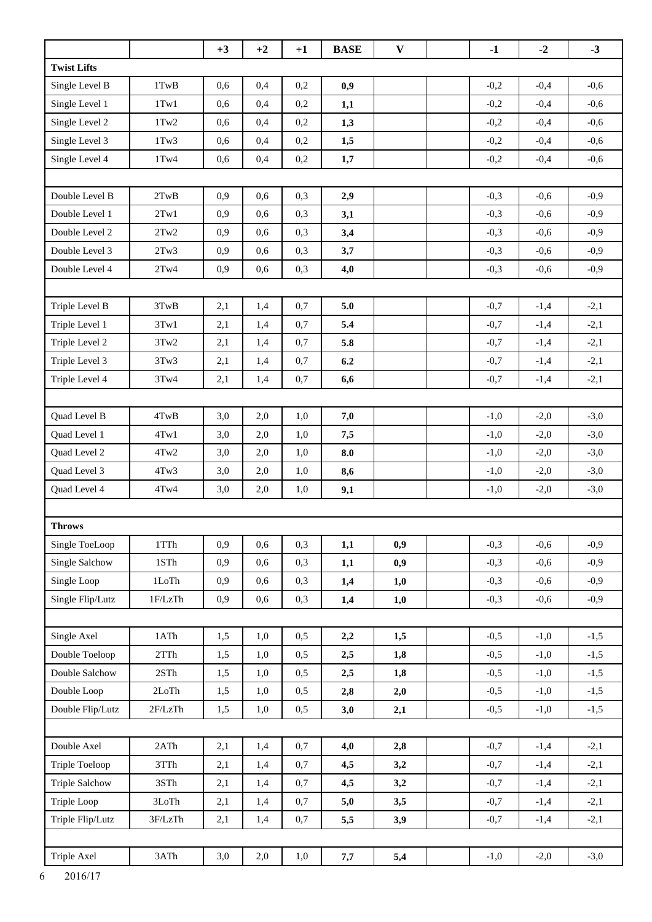| | | +3 | +2 | +1 | BASE | V | | -1 | -2 | -3 |
|---|---|---|---|---|---|---|---|---|---|---|
| **Twist Lifts** | | | | | | | | | | |
| Single Level B | 1TwB | 0,6 | 0,4 | 0,2 | **0,9** | | | -0,2 | -0,4 | -0,6 |
| Single Level 1 | 1Tw1 | 0,6 | 0,4 | 0,2 | **1,1** | | | -0,2 | -0,4 | -0,6 |
| Single Level 2 | 1Tw2 | 0,6 | 0,4 | 0,2 | **1,3** | | | -0,2 | -0,4 | -0,6 |
| Single Level 3 | 1Tw3 | 0,6 | 0,4 | 0,2 | **1,5** | | | -0,2 | -0,4 | -0,6 |
| Single Level 4 | 1Tw4 | 0,6 | 0,4 | 0,2 | **1,7** | | | -0,2 | -0,4 | -0,6 |
| | | | | | | | | | | |
| Double Level B | 2TwB | 0,9 | 0,6 | 0,3 | **2,9** | | | -0,3 | -0,6 | -0,9 |
| Double Level 1 | 2Tw1 | 0,9 | 0,6 | 0,3 | **3,1** | | | -0,3 | -0,6 | -0,9 |
| Double Level 2 | 2Tw2 | 0,9 | 0,6 | 0,3 | **3,4** | | | -0,3 | -0,6 | -0,9 |
| Double Level 3 | 2Tw3 | 0,9 | 0,6 | 0,3 | **3,7** | | | -0,3 | -0,6 | -0,9 |
| Double Level 4 | 2Tw4 | 0,9 | 0,6 | 0,3 | **4,0** | | | -0,3 | -0,6 | -0,9 |
| | | | | | | | | | | |
| Triple Level B | 3TwB | 2,1 | 1,4 | 0,7 | **5.0** | | | -0,7 | -1,4 | -2,1 |
| Triple Level 1 | 3Tw1 | 2,1 | 1,4 | 0,7 | **5.4** | | | -0,7 | -1,4 | -2,1 |
| Triple Level 2 | 3Tw2 | 2,1 | 1,4 | 0,7 | **5.8** | | | -0,7 | -1,4 | -2,1 |
| Triple Level 3 | 3Tw3 | 2,1 | 1,4 | 0,7 | **6.2** | | | -0,7 | -1,4 | -2,1 |
| Triple Level 4 | 3Tw4 | 2,1 | 1,4 | 0,7 | **6,6** | | | -0,7 | -1,4 | -2,1 |
| | | | | | | | | | | |
| Quad Level B | 4TwB | 3,0 | 2,0 | 1,0 | **7,0** | | | -1,0 | -2,0 | -3,0 |
| Quad Level 1 | 4Tw1 | 3,0 | 2,0 | 1,0 | **7,5** | | | -1,0 | -2,0 | -3,0 |
| Quad Level 2 | 4Tw2 | 3,0 | 2,0 | 1,0 | **8.0** | | | -1,0 | -2,0 | -3,0 |
| Quad Level 3 | 4Tw3 | 3,0 | 2,0 | 1,0 | **8,6** | | | -1,0 | -2,0 | -3,0 |
| Quad Level 4 | 4Tw4 | 3,0 | 2,0 | 1,0 | **9,1** | | | -1,0 | -2,0 | -3,0 |
| | | | | | | | | | | |
| **Throws** | | | | | | | | | | |
| Single ToeLoop | 1TTh | 0,9 | 0,6 | 0,3 | **1,1** | **0,9** | | -0,3 | -0,6 | -0,9 |
| Single Salchow | 1STh | 0,9 | 0,6 | 0,3 | **1,1** | **0,9** | | -0,3 | -0,6 | -0,9 |
| Single Loop | 1LoTh | 0,9 | 0,6 | 0,3 | **1,4** | **1,0** | | -0,3 | -0,6 | -0,9 |
| Single Flip/Lutz | 1F/LzTh | 0,9 | 0,6 | 0,3 | **1,4** | **1,0** | | -0,3 | -0,6 | -0,9 |
| | | | | | | | | | | |
| Single Axel | 1ATh | 1,5 | 1,0 | 0,5 | **2,2** | **1,5** | | -0,5 | -1,0 | -1,5 |
| Double Toeloop | 2TTh | 1,5 | 1,0 | 0,5 | **2,5** | **1,8** | | -0,5 | -1,0 | -1,5 |
| Double Salchow | 2STh | 1,5 | 1,0 | 0,5 | **2,5** | **1,8** | | -0,5 | -1,0 | -1,5 |
| Double Loop | 2LoTh | 1,5 | 1,0 | 0,5 | **2,8** | **2,0** | | -0,5 | -1,0 | -1,5 |
| Double Flip/Lutz | 2F/LzTh | 1,5 | 1,0 | 0,5 | **3,0** | **2,1** | | -0,5 | -1,0 | -1,5 |
| | | | | | | | | | | |
| Double Axel | 2ATh | 2,1 | 1,4 | 0,7 | **4,0** | **2,8** | | -0,7 | -1,4 | -2,1 |
| Triple Toeloop | 3TTh | 2,1 | 1,4 | 0,7 | **4,5** | **3,2** | | -0,7 | -1,4 | -2,1 |
| Triple Salchow | 3STh | 2,1 | 1,4 | 0,7 | **4,5** | **3,2** | | -0,7 | -1,4 | -2,1 |
| Triple Loop | 3LoTh | 2,1 | 1,4 | 0,7 | **5,0** | **3,5** | | -0,7 | -1,4 | -2,1 |
| Triple Flip/Lutz | 3F/LzTh | 2,1 | 1,4 | 0,7 | **5,5** | **3,9** | | -0,7 | -1,4 | -2,1 |
| | | | | | | | | | | |
| Triple Axel | 3ATh | 3,0 | 2,0 | 1,0 | **7,7** | **5,4** | | -1,0 | -2,0 | -3,0 |

2016/17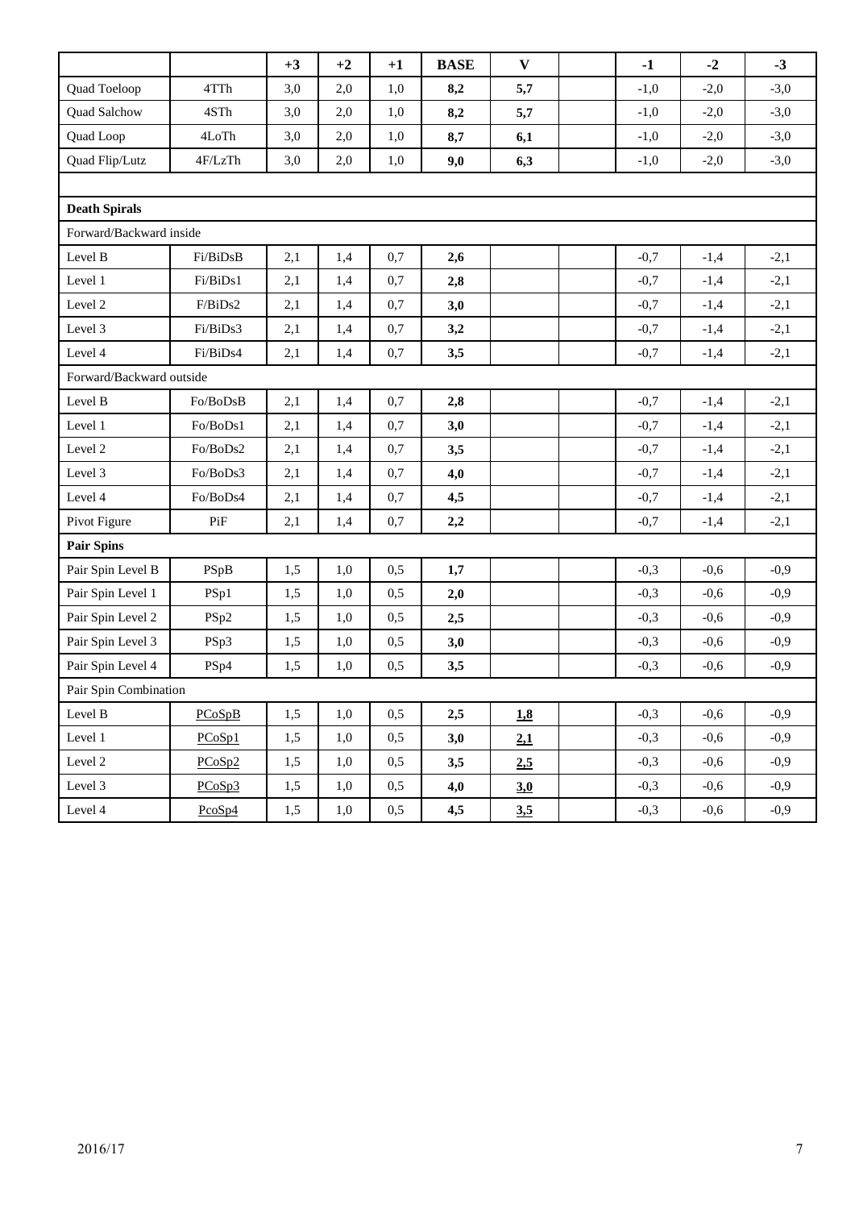| | | +3 | +2 | +1 | BASE | V | | -1 | -2 | -3 |
|---|---|---|---|---|---|---|---|---|---|---|
| Quad Toeloop | 4TTh | 3,0 | 2,0 | 1,0 | **8,2** | **5,7** | | -1,0 | -2,0 | -3,0 |
| Quad Salchow | 4STh | 3,0 | 2,0 | 1,0 | **8,2** | **5,7** | | -1,0 | -2,0 | -3,0 |
| Quad Loop | 4LoTh | 3,0 | 2,0 | 1,0 | **8,7** | **6,1** | | -1,0 | -2,0 | -3,0 |
| Quad Flip/Lutz | 4F/LzTh | 3,0 | 2,0 | 1,0 | **9,0** | **6,3** | | -1,0 | -2,0 | -3,0 |
| | | | | | | | | | | |
| **Death Spirals** | | | | | | | | | | |
| Forward/Backward inside | | | | | | | | | | |
| Level B | Fi/BiDsB | 2,1 | 1,4 | 0,7 | **2,6** | | | -0,7 | -1,4 | -2,1 |
| Level 1 | Fi/BiDs1 | 2,1 | 1,4 | 0,7 | **2,8** | | | -0,7 | -1,4 | -2,1 |
| Level 2 | F/BiDs2 | 2,1 | 1,4 | 0,7 | **3,0** | | | -0,7 | -1,4 | -2,1 |
| Level 3 | Fi/BiDs3 | 2,1 | 1,4 | 0,7 | **3,2** | | | -0,7 | -1,4 | -2,1 |
| Level 4 | Fi/BiDs4 | 2,1 | 1,4 | 0,7 | **3,5** | | | -0,7 | -1,4 | -2,1 |
| Forward/Backward outside | | | | | | | | | | |
| Level B | Fo/BoDsB | 2,1 | 1,4 | 0,7 | **2,8** | | | -0,7 | -1,4 | -2,1 |
| Level 1 | Fo/BoDs1 | 2,1 | 1,4 | 0,7 | **3,0** | | | -0,7 | -1,4 | -2,1 |
| Level 2 | Fo/BoDs2 | 2,1 | 1,4 | 0,7 | **3,5** | | | -0,7 | -1,4 | -2,1 |
| Level 3 | Fo/BoDs3 | 2,1 | 1,4 | 0,7 | **4,0** | | | -0,7 | -1,4 | -2,1 |
| Level 4 | Fo/BoDs4 | 2,1 | 1,4 | 0,7 | **4,5** | | | -0,7 | -1,4 | -2,1 |
| Pivot Figure | PiF | 2,1 | 1,4 | 0,7 | **2,2** | | | -0,7 | -1,4 | -2,1 |
| **Pair Spins** | | | | | | | | | | |
| Pair Spin Level B | PSpB | 1,5 | 1,0 | 0,5 | **1,7** | | | -0,3 | -0,6 | -0,9 |
| Pair Spin Level 1 | PSp1 | 1,5 | 1,0 | 0,5 | **2,0** | | | -0,3 | -0,6 | -0,9 |
| Pair Spin Level 2 | PSp2 | 1,5 | 1,0 | 0,5 | **2,5** | | | -0,3 | -0,6 | -0,9 |
| Pair Spin Level 3 | PSp3 | 1,5 | 1,0 | 0,5 | **3,0** | | | -0,3 | -0,6 | -0,9 |
| Pair Spin Level 4 | PSp4 | 1,5 | 1,0 | 0,5 | **3,5** | | | -0,3 | -0,6 | -0,9 |
| Pair Spin Combination | | | | | | | | | | |
| Level B | PCoSpB | 1,5 | 1,0 | 0,5 | **2,5** | **1,8** | | -0,3 | -0,6 | -0,9 |
| Level 1 | PCoSp1 | 1,5 | 1,0 | 0,5 | **3,0** | **2,1** | | -0,3 | -0,6 | -0,9 |
| Level 2 | PCoSp2 | 1,5 | 1,0 | 0,5 | **3,5** | **2,5** | | -0,3 | -0,6 | -0,9 |
| Level 3 | PCoSp3 | 1,5 | 1,0 | 0,5 | **4,0** | **3,0** | | -0,3 | -0,6 | -0,9 |
| Level 4 | PcoSp4 | 1,5 | 1,0 | 0,5 | **4,5** | **3,5** | | -0,3 | -0,6 | -0,9 |

2016/17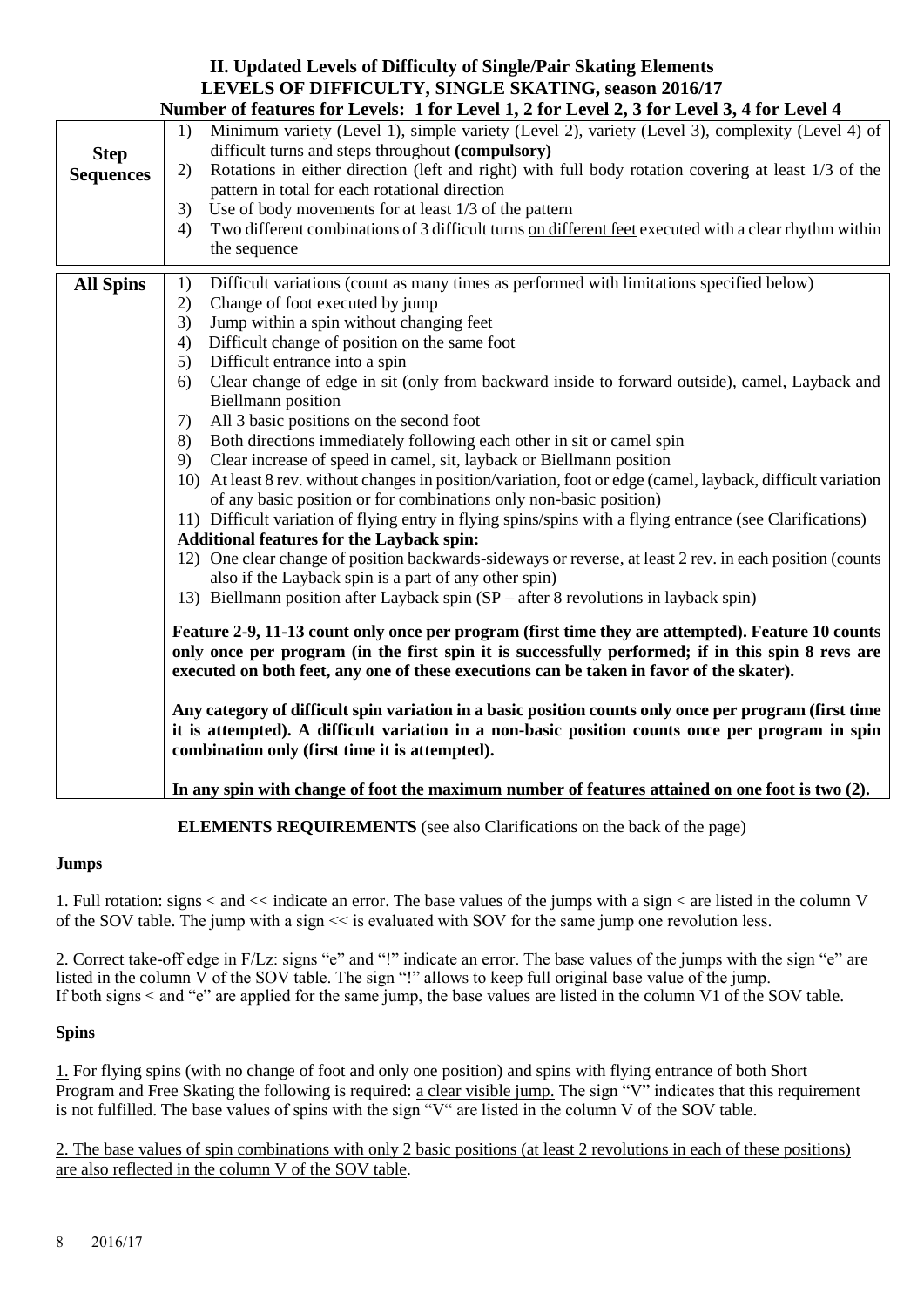## II. Updated Levels of Difficulty of Single/Pair Skating Elements
## LEVELS OF DIFFICULTY, SINGLE SKATING, season 2016/17
### Number of features for Levels: 1 for Level 1, 2 for Level 2, 3 for Level 3, 4 for Level 4

| | |
|---|---|
| **Step Sequences** | 1) Minimum variety (Level 1), simple variety (Level 2), variety (Level 3), complexity (Level 4) of difficult turns and steps throughout **(compulsory)**<br>2) Rotations in either direction (left and right) with full body rotation covering at least 1/3 of the pattern in total for each rotational direction<br>3) Use of body movements for at least 1/3 of the pattern<br>4) Two different combinations of 3 difficult turns on different feet executed with a clear rhythm within the sequence |
| **All Spins** | 1) Difficult variations (count as many times as performed with limitations specified below)<br>2) Change of foot executed by jump<br>3) Jump within a spin without changing feet<br>4) Difficult change of position on the same foot<br>5) Difficult entrance into a spin<br>6) Clear change of edge in sit (only from backward inside to forward outside), camel, Layback and Biellmann position<br>7) All 3 basic positions on the second foot<br>8) Both directions immediately following each other in sit or camel spin<br>9) Clear increase of speed in camel, sit, layback or Biellmann position<br>10) At least 8 rev. without changes in position/variation, foot or edge (camel, layback, difficult variation of any basic position or for combinations only non-basic position)<br>11) Difficult variation of flying entry in flying spins/spins with a flying entrance (see Clarifications)<br>**Additional features for the Layback spin:**<br>12) One clear change of position backwards-sideways or reverse, at least 2 rev. in each position (counts also if the Layback spin is a part of any other spin)<br>13) Biellmann position after Layback spin (SP – after 8 revolutions in layback spin)<br><br>**Feature 2-9, 11-13 count only once per program (first time they are attempted). Feature 10 counts only once per program (in the first spin it is successfully performed; if in this spin 8 revs are executed on both feet, any one of these executions can be taken in favor of the skater).**<br><br>**Any category of difficult spin variation in a basic position counts only once per program (first time it is attempted). A difficult variation in a non-basic position counts once per program in spin combination only (first time it is attempted).**<br><br>**In any spin with change of foot the maximum number of features attained on one foot is two (2).** |

**ELEMENTS REQUIREMENTS** (see also Clarifications on the back of the page)

**Jumps**

1. Full rotation: signs < and << indicate an error. The base values of the jumps with a sign < are listed in the column V of the SOV table. The jump with a sign << is evaluated with SOV for the same jump one revolution less.

2. Correct take-off edge in F/Lz: signs "e" and "!" indicate an error. The base values of the jumps with the sign "e" are listed in the column V of the SOV table. The sign "!" allows to keep full original base value of the jump. If both signs < and "e" are applied for the same jump, the base values are listed in the column V1 of the SOV table.

**Spins**

1. For flying spins (with no change of foot and only one position) ~~and spins with flying entrance~~ of both Short Program and Free Skating the following is required: a clear visible jump. The sign "V" indicates that this requirement is not fulfilled. The base values of spins with the sign "V" are listed in the column V of the SOV table.

2. The base values of spin combinations with only 2 basic positions (at least 2 revolutions in each of these positions) are also reflected in the column V of the SOV table.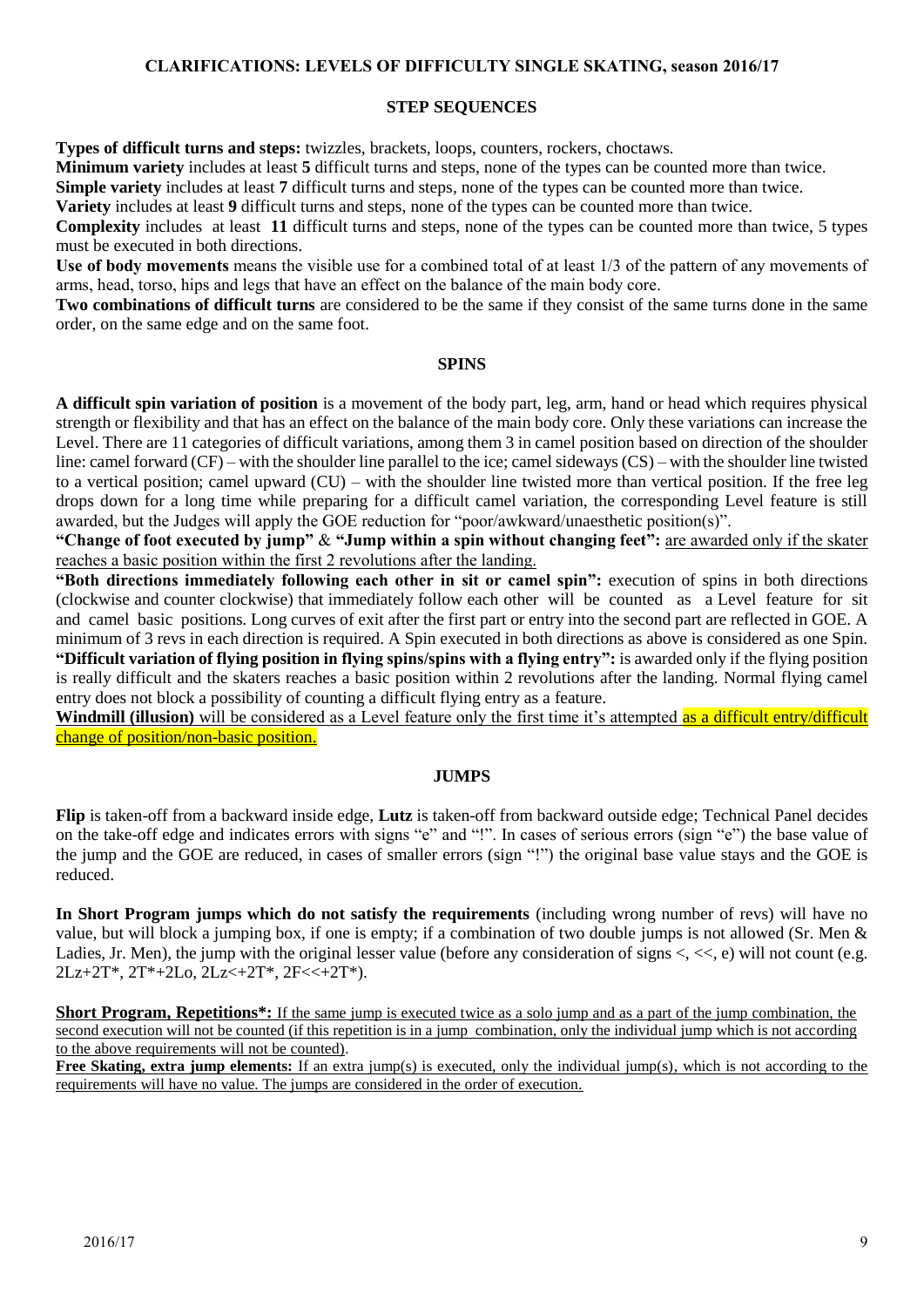### CLARIFICATIONS: LEVELS OF DIFFICULTY SINGLE SKATING, season 2016/17

#### STEP SEQUENCES

**Types of difficult turns and steps:** twizzles, brackets, loops, counters, rockers, choctaws.

**Minimum variety** includes at least **5** difficult turns and steps, none of the types can be counted more than twice.

**Simple variety** includes at least **7** difficult turns and steps, none of the types can be counted more than twice.

**Variety** includes at least **9** difficult turns and steps, none of the types can be counted more than twice.

**Complexity** includes at least **11** difficult turns and steps, none of the types can be counted more than twice, 5 types must be executed in both directions.

**Use of body movements** means the visible use for a combined total of at least 1/3 of the pattern of any movements of arms, head, torso, hips and legs that have an effect on the balance of the main body core.

**Two combinations of difficult turns** are considered to be the same if they consist of the same turns done in the same order, on the same edge and on the same foot.

#### SPINS

**A difficult spin variation of position** is a movement of the body part, leg, arm, hand or head which requires physical strength or flexibility and that has an effect on the balance of the main body core. Only these variations can increase the Level. There are 11 categories of difficult variations, among them 3 in camel position based on direction of the shoulder line: camel forward (CF) – with the shoulder line parallel to the ice; camel sideways (CS) – with the shoulder line twisted to a vertical position; camel upward (CU) – with the shoulder line twisted more than vertical position. If the free leg drops down for a long time while preparing for a difficult camel variation, the corresponding Level feature is still awarded, but the Judges will apply the GOE reduction for "poor/awkward/unaesthetic position(s)".

**"Change of foot executed by jump"** & **"Jump within a spin without changing feet":** are awarded only if the skater reaches a basic position within the first 2 revolutions after the landing.

**"Both directions immediately following each other in sit or camel spin":** execution of spins in both directions (clockwise and counter clockwise) that immediately follow each other will be counted as a Level feature for sit and camel basic positions. Long curves of exit after the first part or entry into the second part are reflected in GOE. A minimum of 3 revs in each direction is required. A Spin executed in both directions as above is considered as one Spin.

**"Difficult variation of flying position in flying spins/spins with a flying entry":** is awarded only if the flying position is really difficult and the skaters reaches a basic position within 2 revolutions after the landing. Normal flying camel entry does not block a possibility of counting a difficult flying entry as a feature.

**Windmill (illusion)** will be considered as a Level feature only the first time it's attempted as a difficult entry/difficult change of position/non-basic position.

#### JUMPS

**Flip** is taken-off from a backward inside edge, **Lutz** is taken-off from backward outside edge; Technical Panel decides on the take-off edge and indicates errors with signs "e" and "!". In cases of serious errors (sign "e") the base value of the jump and the GOE are reduced, in cases of smaller errors (sign "!") the original base value stays and the GOE is reduced.

**In Short Program jumps which do not satisfy the requirements** (including wrong number of revs) will have no value, but will block a jumping box, if one is empty; if a combination of two double jumps is not allowed (Sr. Men & Ladies, Jr. Men), the jump with the original lesser value (before any consideration of signs <, <<, e) will not count (e.g. 2Lz+2T*, 2T*+2Lo, 2Lz<+2T*, 2F<<+2T*).

**Short Program, Repetitions*:** If the same jump is executed twice as a solo jump and as a part of the jump combination, the second execution will not be counted (if this repetition is in a jump combination, only the individual jump which is not according to the above requirements will not be counted).

**Free Skating, extra jump elements:** If an extra jump(s) is executed, only the individual jump(s), which is not according to the requirements will have no value. The jumps are considered in the order of execution.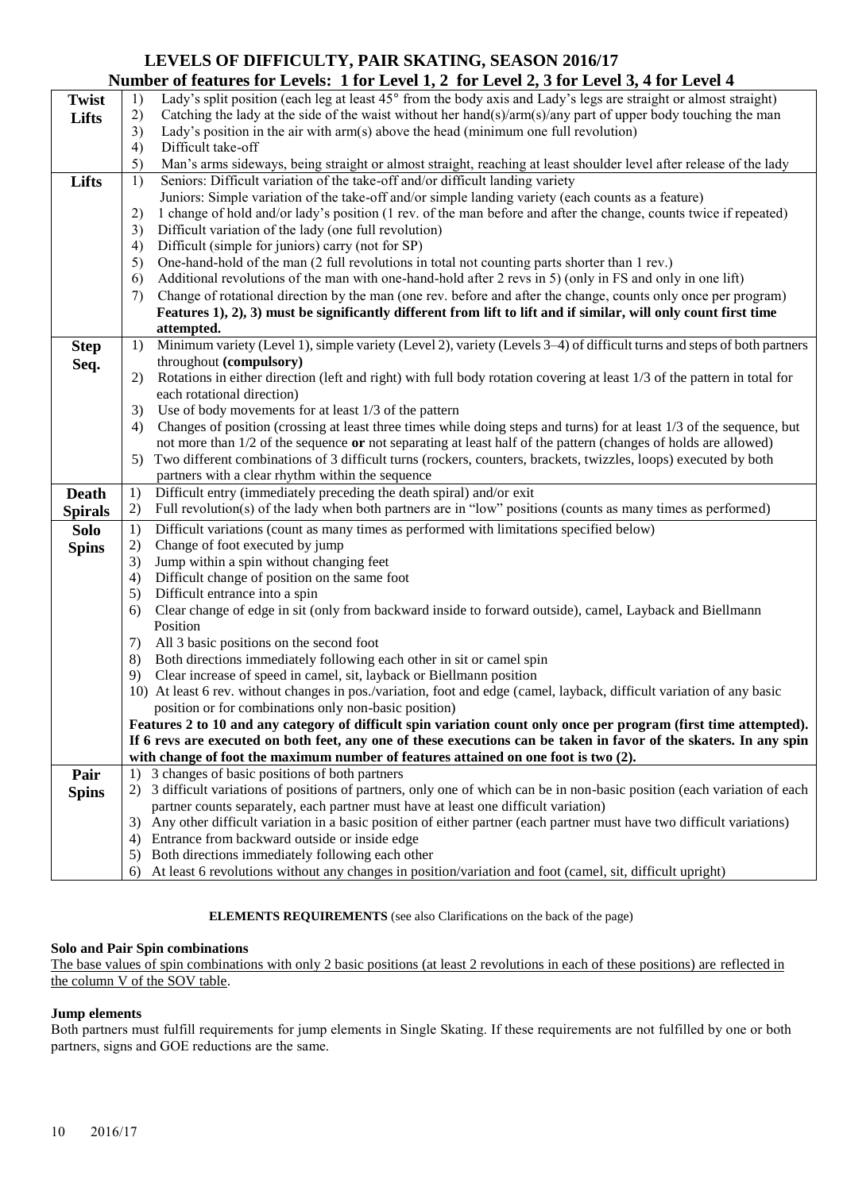# LEVELS OF DIFFICULTY, PAIR SKATING, SEASON 2016/17

## Number of features for Levels: 1 for Level 1, 2 for Level 2, 3 for Level 3, 4 for Level 4

| Element | Features |
|---|---|
| **Twist Lifts** | 1) Lady's split position (each leg at least 45° from the body axis and Lady's legs are straight or almost straight)<br>2) Catching the lady at the side of the waist without her hand(s)/arm(s)/any part of upper body touching the man<br>3) Lady's position in the air with arm(s) above the head (minimum one full revolution)<br>4) Difficult take-off<br>5) Man's arms sideways, being straight or almost straight, reaching at least shoulder level after release of the lady |
| **Lifts** | 1) Seniors: Difficult variation of the take-off and/or difficult landing variety<br>Juniors: Simple variation of the take-off and/or simple landing variety (each counts as a feature)<br>2) 1 change of hold and/or lady's position (1 rev. of the man before and after the change, counts twice if repeated)<br>3) Difficult variation of the lady (one full revolution)<br>4) Difficult (simple for juniors) carry (not for SP)<br>5) One-hand-hold of the man (2 full revolutions in total not counting parts shorter than 1 rev.)<br>6) Additional revolutions of the man with one-hand-hold after 2 revs in 5) (only in FS and only in one lift)<br>7) Change of rotational direction by the man (one rev. before and after the change, counts only once per program)<br>**Features 1), 2), 3) must be significantly different from lift to lift and if similar, will only count first time attempted.** |
| **Step Seq.** | 1) Minimum variety (Level 1), simple variety (Level 2), variety (Levels 3–4) of difficult turns and steps of both partners throughout **(compulsory)**<br>2) Rotations in either direction (left and right) with full body rotation covering at least 1/3 of the pattern in total for each rotational direction)<br>3) Use of body movements for at least 1/3 of the pattern<br>4) Changes of position (crossing at least three times while doing steps and turns) for at least 1/3 of the sequence, but not more than 1/2 of the sequence **or** not separating at least half of the pattern (changes of holds are allowed)<br>5) Two different combinations of 3 difficult turns (rockers, counters, brackets, twizzles, loops) executed by both partners with a clear rhythm within the sequence |
| **Death Spirals** | 1) Difficult entry (immediately preceding the death spiral) and/or exit<br>2) Full revolution(s) of the lady when both partners are in "low" positions (counts as many times as performed) |
| **Solo Spins** | 1) Difficult variations (count as many times as performed with limitations specified below)<br>2) Change of foot executed by jump<br>3) Jump within a spin without changing feet<br>4) Difficult change of position on the same foot<br>5) Difficult entrance into a spin<br>6) Clear change of edge in sit (only from backward inside to forward outside), camel, Layback and Biellmann Position<br>7) All 3 basic positions on the second foot<br>8) Both directions immediately following each other in sit or camel spin<br>9) Clear increase of speed in camel, sit, layback or Biellmann position<br>10) At least 6 rev. without changes in pos./variation, foot and edge (camel, layback, difficult variation of any basic position or for combinations only non-basic position)<br>**Features 2 to 10 and any category of difficult spin variation count only once per program (first time attempted). If 6 revs are executed on both feet, any one of these executions can be taken in favor of the skaters. In any spin with change of foot the maximum number of features attained on one foot is two (2).** |
| **Pair Spins** | 1) 3 changes of basic positions of both partners<br>2) 3 difficult variations of positions of partners, only one of which can be in non-basic position (each variation of each partner counts separately, each partner must have at least one difficult variation)<br>3) Any other difficult variation in a basic position of either partner (each partner must have two difficult variations)<br>4) Entrance from backward outside or inside edge<br>5) Both directions immediately following each other<br>6) At least 6 revolutions without any changes in position/variation and foot (camel, sit, difficult upright) |

**ELEMENTS REQUIREMENTS** (see also Clarifications on the back of the page)

### Solo and Pair Spin combinations

The base values of spin combinations with only 2 basic positions (at least 2 revolutions in each of these positions) are reflected in the column V of the SOV table.

### Jump elements

Both partners must fulfill requirements for jump elements in Single Skating. If these requirements are not fulfilled by one or both partners, signs and GOE reductions are the same.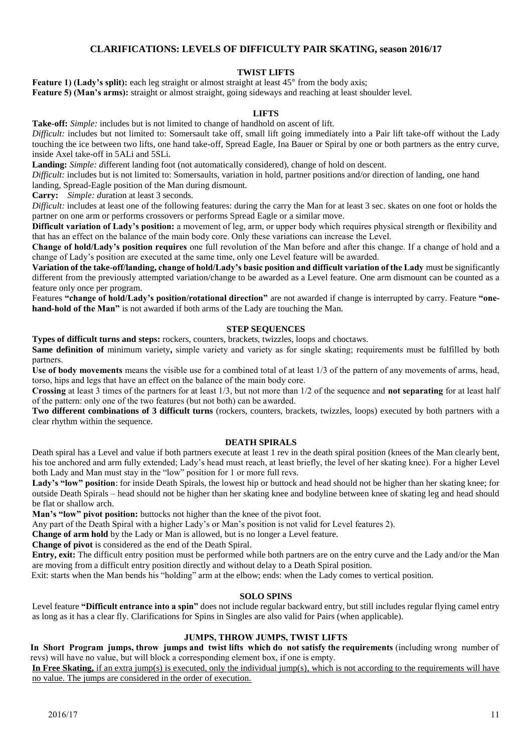## CLARIFICATIONS: LEVELS OF DIFFICULTY PAIR SKATING, season 2016/17

### TWIST LIFTS

**Feature 1) (Lady's split):** each leg straight or almost straight at least 45° from the body axis;
**Feature 5) (Man's arms):** straight or almost straight, going sideways and reaching at least shoulder level.

### LIFTS

**Take-off:** *Simple:* includes but is not limited to change of handhold on ascent of lift.
*Difficult:* includes but not limited to: Somersault take off, small lift going immediately into a Pair lift take-off without the Lady touching the ice between two lifts, one hand take-off, Spread Eagle, Ina Bauer or Spiral by one or both partners as the entry curve, inside Axel take-off in 5ALi and 5SLi.
**Landing:** *Simple: d*ifferent landing foot (not automatically considered), change of hold on descent.
*Difficult:* includes but is not limited to: Somersaults, variation in hold, partner positions and/or direction of landing, one hand landing, Spread-Eagle position of the Man during dismount.
**Carry:** *Simple: d*uration at least 3 seconds.
*Difficult:* includes at least one of the following features: during the carry the Man for at least 3 sec. skates on one foot or holds the partner on one arm or performs crossovers or performs Spread Eagle or a similar move.
**Difficult variation of Lady's position:** a movement of leg, arm, or upper body which requires physical strength or flexibility and that has an effect on the balance of the main body core. Only these variations can increase the Level.
**Change of hold/Lady's position requires** one full revolution of the Man before and after this change. If a change of hold and a change of Lady's position are executed at the same time, only one Level feature will be awarded.
**Variation of the take-off/landing, change of hold/Lady's basic position and difficult variation of the Lady** must be significantly different from the previously attempted variation/change to be awarded as a Level feature. One arm dismount can be counted as a feature only once per program.
Features **"change of hold/Lady's position/rotational direction"** are not awarded if change is interrupted by carry. Feature **"one-hand-hold of the Man"** is not awarded if both arms of the Lady are touching the Man.

### STEP SEQUENCES

**Types of difficult turns and steps:** rockers, counters, brackets, twizzles, loops and choctaws.
**Same definition of** minimum variety**,** simple variety and variety as for single skating; requirements must be fulfilled by both partners.
**Use of body movements** means the visible use for a combined total of at least 1/3 of the pattern of any movements of arms, head, torso, hips and legs that have an effect on the balance of the main body core.
**Crossing** at least 3 times of the partners for at least 1/3, but not more than 1/2 of the sequence and **not separating** for at least half of the pattern: only one of the two features (but not both) can be awarded.
**Two different combinations of 3 difficult turns** (rockers, counters, brackets, twizzles, loops) executed by both partners with a clear rhythm within the sequence.

### DEATH SPIRALS

Death spiral has a Level and value if both partners execute at least 1 rev in the death spiral position (knees of the Man clearly bent, his toe anchored and arm fully extended; Lady's head must reach, at least briefly, the level of her skating knee). For a higher Level both Lady and Man must stay in the "low" position for 1 or more full revs.
**Lady's "low" position**: for inside Death Spirals, the lowest hip or buttock and head should not be higher than her skating knee; for outside Death Spirals – head should not be higher than her skating knee and bodyline between knee of skating leg and head should be flat or shallow arch.
**Man's "low" pivot position:** buttocks not higher than the knee of the pivot foot.
Any part of the Death Spiral with a higher Lady's or Man's position is not valid for Level features 2).
**Change of arm hold** by the Lady or Man is allowed, but is no longer a Level feature.
**Change of pivot** is considered as the end of the Death Spiral.
**Entry, exit:** The difficult entry position must be performed while both partners are on the entry curve and the Lady and/or the Man are moving from a difficult entry position directly and without delay to a Death Spiral position.
Exit: starts when the Man bends his "holding" arm at the elbow; ends: when the Lady comes to vertical position.

### SOLO SPINS

Level feature **"Difficult entrance into a spin"** does not include regular backward entry, but still includes regular flying camel entry as long as it has a clear fly. Clarifications for Spins in Singles are also valid for Pairs (when applicable).

### JUMPS, THROW JUMPS, TWIST LIFTS

**In Short Program jumps, throw jumps and twist lifts which do not satisfy the requirements** (including wrong number of revs) will have no value, but will block a corresponding element box, if one is empty.
**In Free Skating,** if an extra jump(s) is executed, only the individual jump(s), which is not according to the requirements will have no value. The jumps are considered in the order of execution.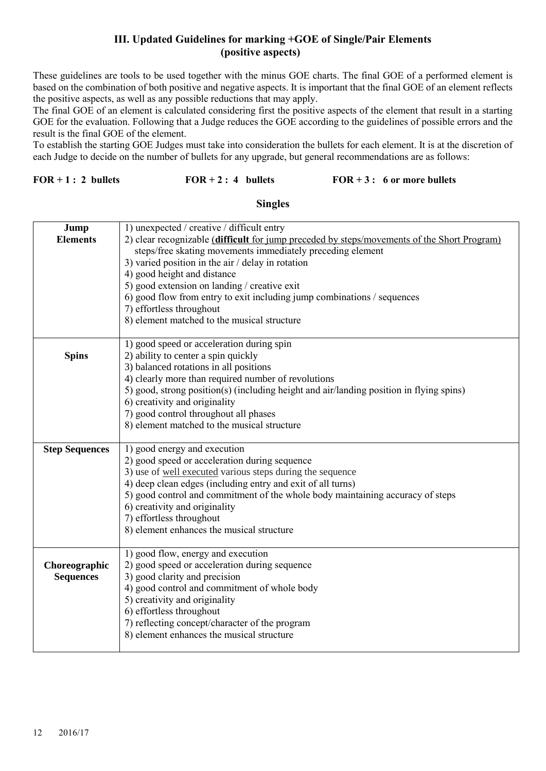## III. Updated Guidelines for marking +GOE of Single/Pair Elements (positive aspects)

These guidelines are tools to be used together with the minus GOE charts. The final GOE of a performed element is based on the combination of both positive and negative aspects. It is important that the final GOE of an element reflects the positive aspects, as well as any possible reductions that may apply.

The final GOE of an element is calculated considering first the positive aspects of the element that result in a starting GOE for the evaluation. Following that a Judge reduces the GOE according to the guidelines of possible errors and the result is the final GOE of the element.

To establish the starting GOE Judges must take into consideration the bullets for each element. It is at the discretion of each Judge to decide on the number of bullets for any upgrade, but general recommendations are as follows:

**FOR + 1 : 2 bullets** **FOR + 2 : 4 bullets** **FOR + 3 : 6 or more bullets**

### Singles

| | |
|---|---|
| **Jump Elements** | 1) unexpected / creative / difficult entry<br>2) clear recognizable (**difficult** for jump preceded by steps/movements of the Short Program) steps/free skating movements immediately preceding element<br>3) varied position in the air / delay in rotation<br>4) good height and distance<br>5) good extension on landing / creative exit<br>6) good flow from entry to exit including jump combinations / sequences<br>7) effortless throughout<br>8) element matched to the musical structure |
| **Spins** | 1) good speed or acceleration during spin<br>2) ability to center a spin quickly<br>3) balanced rotations in all positions<br>4) clearly more than required number of revolutions<br>5) good, strong position(s) (including height and air/landing position in flying spins)<br>6) creativity and originality<br>7) good control throughout all phases<br>8) element matched to the musical structure |
| **Step Sequences** | 1) good energy and execution<br>2) good speed or acceleration during sequence<br>3) use of well executed various steps during the sequence<br>4) deep clean edges (including entry and exit of all turns)<br>5) good control and commitment of the whole body maintaining accuracy of steps<br>6) creativity and originality<br>7) effortless throughout<br>8) element enhances the musical structure |
| **Choreographic Sequences** | 1) good flow, energy and execution<br>2) good speed or acceleration during sequence<br>3) good clarity and precision<br>4) good control and commitment of whole body<br>5) creativity and originality<br>6) effortless throughout<br>7) reflecting concept/character of the program<br>8) element enhances the musical structure |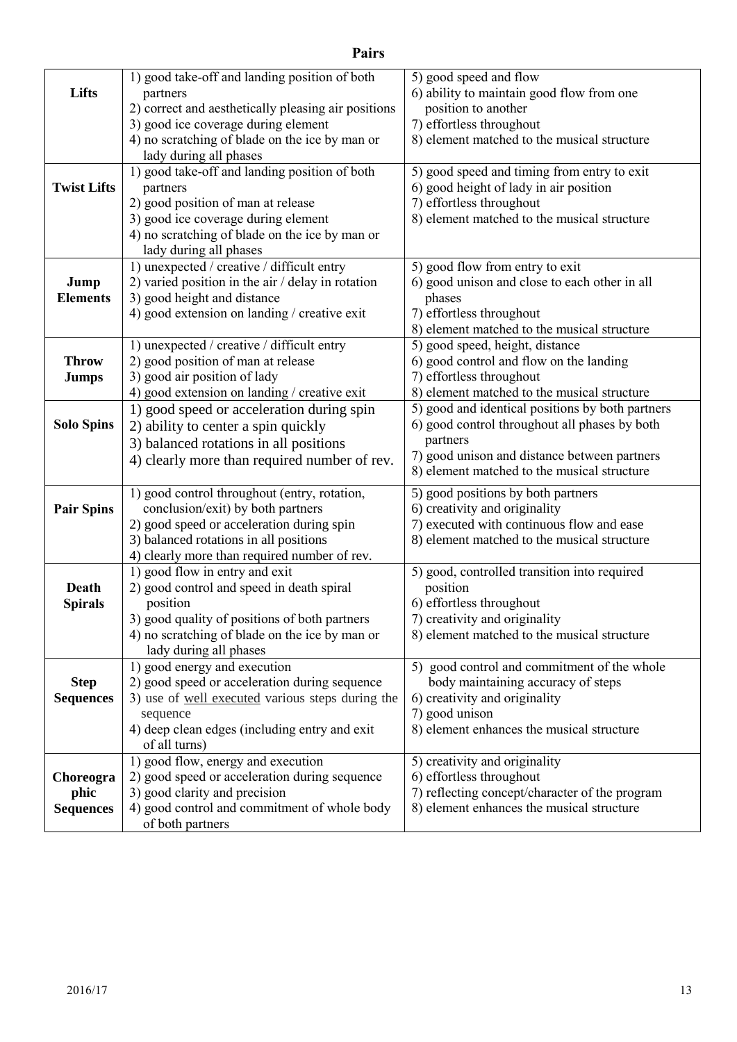## Pairs

| | | |
|---|---|---|
| **Lifts** | 1) good take-off and landing position of both partners<br>2) correct and aesthetically pleasing air positions<br>3) good ice coverage during element<br>4) no scratching of blade on the ice by man or lady during all phases | 5) good speed and flow<br>6) ability to maintain good flow from one position to another<br>7) effortless throughout<br>8) element matched to the musical structure |
| **Twist Lifts** | 1) good take-off and landing position of both partners<br>2) good position of man at release<br>3) good ice coverage during element<br>4) no scratching of blade on the ice by man or lady during all phases | 5) good speed and timing from entry to exit<br>6) good height of lady in air position<br>7) effortless throughout<br>8) element matched to the musical structure |
| **Jump Elements** | 1) unexpected / creative / difficult entry<br>2) varied position in the air / delay in rotation<br>3) good height and distance<br>4) good extension on landing / creative exit | 5) good flow from entry to exit<br>6) good unison and close to each other in all phases<br>7) effortless throughout<br>8) element matched to the musical structure |
| **Throw Jumps** | 1) unexpected / creative / difficult entry<br>2) good position of man at release<br>3) good air position of lady<br>4) good extension on landing / creative exit | 5) good speed, height, distance<br>6) good control and flow on the landing<br>7) effortless throughout<br>8) element matched to the musical structure |
| **Solo Spins** | 1) good speed or acceleration during spin<br>2) ability to center a spin quickly<br>3) balanced rotations in all positions<br>4) clearly more than required number of rev. | 5) good and identical positions by both partners<br>6) good control throughout all phases by both partners<br>7) good unison and distance between partners<br>8) element matched to the musical structure |
| **Pair Spins** | 1) good control throughout (entry, rotation, conclusion/exit) by both partners<br>2) good speed or acceleration during spin<br>3) balanced rotations in all positions<br>4) clearly more than required number of rev. | 5) good positions by both partners<br>6) creativity and originality<br>7) executed with continuous flow and ease<br>8) element matched to the musical structure |
| **Death Spirals** | 1) good flow in entry and exit<br>2) good control and speed in death spiral position<br>3) good quality of positions of both partners<br>4) no scratching of blade on the ice by man or lady during all phases | 5) good, controlled transition into required position<br>6) effortless throughout<br>7) creativity and originality<br>8) element matched to the musical structure |
| **Step Sequences** | 1) good energy and execution<br>2) good speed or acceleration during sequence<br>3) use of <u>well executed</u> various steps during the sequence<br>4) deep clean edges (including entry and exit of all turns) | 5) good control and commitment of the whole body maintaining accuracy of steps<br>6) creativity and originality<br>7) good unison<br>8) element enhances the musical structure |
| **Choreographic Sequences** | 1) good flow, energy and execution<br>2) good speed or acceleration during sequence<br>3) good clarity and precision<br>4) good control and commitment of whole body of both partners | 5) creativity and originality<br>6) effortless throughout<br>7) reflecting concept/character of the program<br>8) element enhances the musical structure |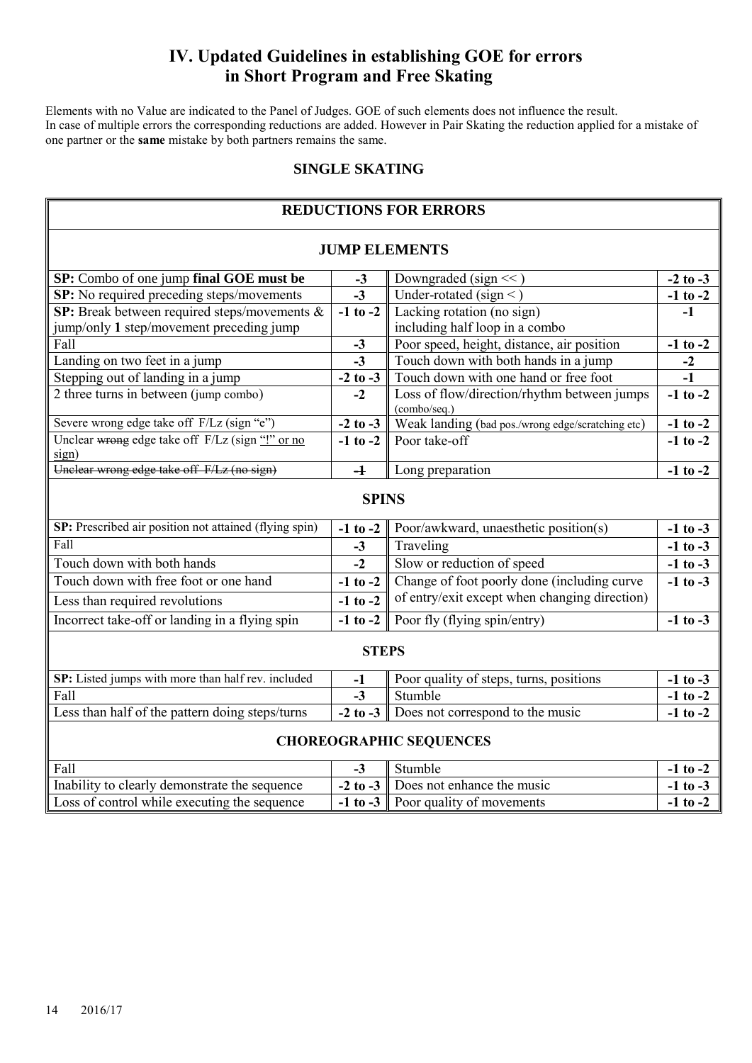# IV. Updated Guidelines in establishing GOE for errors in Short Program and Free Skating

Elements with no Value are indicated to the Panel of Judges. GOE of such elements does not influence the result.
In case of multiple errors the corresponding reductions are added. However in Pair Skating the reduction applied for a mistake of one partner or the **same** mistake by both partners remains the same.

## SINGLE SKATING

### REDUCTIONS FOR ERRORS

#### JUMP ELEMENTS

| | | | |
|---|---|---|---|
| **SP:** Combo of one jump **final GOE must be** | **-3** | Downgraded (sign << ) | **-2 to -3** |
| **SP:** No required preceding steps/movements | **-3** | Under-rotated (sign < ) | **-1 to -2** |
| **SP:** Break between required steps/movements & jump/only **1** step/movement preceding jump | **-1 to -2** | Lacking rotation (no sign) including half loop in a combo | **-1** |
| Fall | **-3** | Poor speed, height, distance, air position | **-1 to -2** |
| Landing on two feet in a jump | **-3** | Touch down with both hands in a jump | **-2** |
| Stepping out of landing in a jump | **-2 to -3** | Touch down with one hand or free foot | **-1** |
| 2 three turns in between (jump combo) | **-2** | Loss of flow/direction/rhythm between jumps (combo/seq.) | **-1 to -2** |
| Severe wrong edge take off F/Lz (sign "e") | **-2 to -3** | Weak landing (bad pos./wrong edge/scratching etc) | **-1 to -2** |
| Unclear ~~wrong~~ edge take off F/Lz (sign "!" or no sign) | **-1 to -2** | Poor take-off | **-1 to -2** |
| ~~Unclear wrong edge take off F/Lz (no sign)~~ | ~~**-1**~~ | Long preparation | **-1 to -2** |

#### SPINS

| | | | |
|---|---|---|---|
| **SP:** Prescribed air position not attained (flying spin) | **-1 to -2** | Poor/awkward, unaesthetic position(s) | **-1 to -3** |
| Fall | **-3** | Traveling | **-1 to -3** |
| Touch down with both hands | **-2** | Slow or reduction of speed | **-1 to -3** |
| Touch down with free foot or one hand | **-1 to -2** | Change of foot poorly done (including curve of entry/exit except when changing direction) | **-1 to -3** |
| Less than required revolutions | **-1 to -2** | | |
| Incorrect take-off or landing in a flying spin | **-1 to -2** | Poor fly (flying spin/entry) | **-1 to -3** |

#### STEPS

| | | | |
|---|---|---|---|
| **SP:** Listed jumps with more than half rev. included | **-1** | Poor quality of steps, turns, positions | **-1 to -3** |
| Fall | **-3** | Stumble | **-1 to -2** |
| Less than half of the pattern doing steps/turns | **-2 to -3** | Does not correspond to the music | **-1 to -2** |

#### CHOREOGRAPHIC SEQUENCES

| | | | |
|---|---|---|---|
| Fall | **-3** | Stumble | **-1 to -2** |
| Inability to clearly demonstrate the sequence | **-2 to -3** | Does not enhance the music | **-1 to -3** |
| Loss of control while executing the sequence | **-1 to -3** | Poor quality of movements | **-1 to -2** |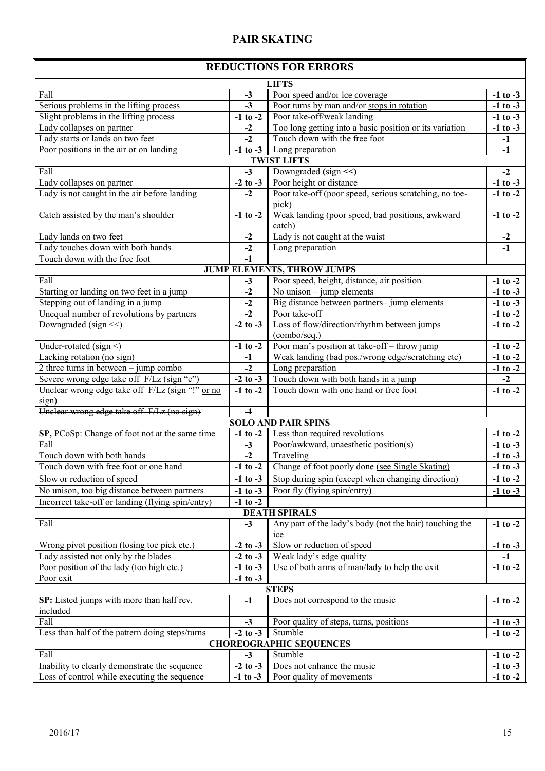## PAIR SKATING

| REDUCTIONS FOR ERRORS | | | |
|---|---|---|---|
| **LIFTS** | | | |
| Fall | **-3** | Poor speed and/or ice coverage | **-1 to -3** |
| Serious problems in the lifting process | **-3** | Poor turns by man and/or stops in rotation | **-1 to -3** |
| Slight problems in the lifting process | **-1 to -2** | Poor take-off/weak landing | **-1 to -3** |
| Lady collapses on partner | **-2** | Too long getting into a basic position or its variation | **-1 to -3** |
| Lady starts or lands on two feet | **-2** | Touch down with the free foot | **-1** |
| Poor positions in the air or on landing | **-1 to -3** | Long preparation | **-1** |
| **TWIST LIFTS** | | | |
| Fall | **-3** | Downgraded (sign <<) | **-2** |
| Lady collapses on partner | **-2 to -3** | Poor height or distance | **-1 to -3** |
| Lady is not caught in the air before landing | **-2** | Poor take-off (poor speed, serious scratching, no toe-pick) | **-1 to -2** |
| Catch assisted by the man's shoulder | **-1 to -2** | Weak landing (poor speed, bad positions, awkward catch) | **-1 to -2** |
| Lady lands on two feet | **-2** | Lady is not caught at the waist | **-2** |
| Lady touches down with both hands | **-2** | Long preparation | **-1** |
| Touch down with the free foot | **-1** | | |
| **JUMP ELEMENTS, THROW JUMPS** | | | |
| Fall | **-3** | Poor speed, height, distance, air position | **-1 to -2** |
| Starting or landing on two feet in a jump | **-2** | No unison – jump elements | **-1 to -3** |
| Stepping out of landing in a jump | **-2** | Big distance between partners– jump elements | **-1 to -3** |
| Unequal number of revolutions by partners | **-2** | Poor take-off | **-1 to -2** |
| Downgraded (sign <<) | **-2 to -3** | Loss of flow/direction/rhythm between jumps (combo/seq.) | **-1 to -2** |
| Under-rotated (sign <) | **-1 to -2** | Poor man's position at take-off – throw jump | **-1 to -2** |
| Lacking rotation (no sign) | **-1** | Weak landing (bad pos./wrong edge/scratching etc) | **-1 to -2** |
| 2 three turns in between – jump combo | **-2** | Long preparation | **-1 to -2** |
| Severe wrong edge take off F/Lz (sign "e") | **-2 to -3** | Touch down with both hands in a jump | **-2** |
| Unclear ~~wrong~~ edge take off F/Lz (sign "!" or no sign) | **-1 to -2** | Touch down with one hand or free foot | **-1 to -2** |
| ~~Unclear wrong edge take off F/Lz (no sign)~~ | ~~**-1**~~ | | |
| **SOLO AND PAIR SPINS** | | | |
| **SP,** PCoSp: Change of foot not at the same time | **-1 to -2** | Less than required revolutions | **-1 to -2** |
| Fall | **-3** | Poor/awkward, unaesthetic position(s) | **-1 to -3** |
| Touch down with both hands | **-2** | Traveling | **-1 to -3** |
| Touch down with free foot or one hand | **-1 to -2** | Change of foot poorly done (see Single Skating) | **-1 to -3** |
| Slow or reduction of speed | **-1 to -3** | Stop during spin (except when changing direction) | **-1 to -2** |
| No unison, too big distance between partners | **-1 to -3** | Poor fly (flying spin/entry) | **-1 to -3** |
| Incorrect take-off or landing (flying spin/entry) | **-1 to -2** | | |
| **DEATH SPIRALS** | | | |
| Fall | **-3** | Any part of the lady's body (not the hair) touching the ice | **-1 to -2** |
| Wrong pivot position (losing toe pick etc.) | **-2 to -3** | Slow or reduction of speed | **-1 to -3** |
| Lady assisted not only by the blades | **-2 to -3** | Weak lady's edge quality | **-1** |
| Poor position of the lady (too high etc.) | **-1 to -3** | Use of both arms of man/lady to help the exit | **-1 to -2** |
| Poor exit | **-1 to -3** | | |
| **STEPS** | | | |
| **SP:** Listed jumps with more than half rev. included | **-1** | Does not correspond to the music | **-1 to -2** |
| Fall | **-3** | Poor quality of steps, turns, positions | **-1 to -3** |
| Less than half of the pattern doing steps/turns | **-2 to -3** | Stumble | **-1 to -2** |
| **CHOREOGRAPHIC SEQUENCES** | | | |
| Fall | **-3** | Stumble | **-1 to -2** |
| Inability to clearly demonstrate the sequence | **-2 to -3** | Does not enhance the music | **-1 to -3** |
| Loss of control while executing the sequence | **-1 to -3** | Poor quality of movements | **-1 to -2** |

2016/17